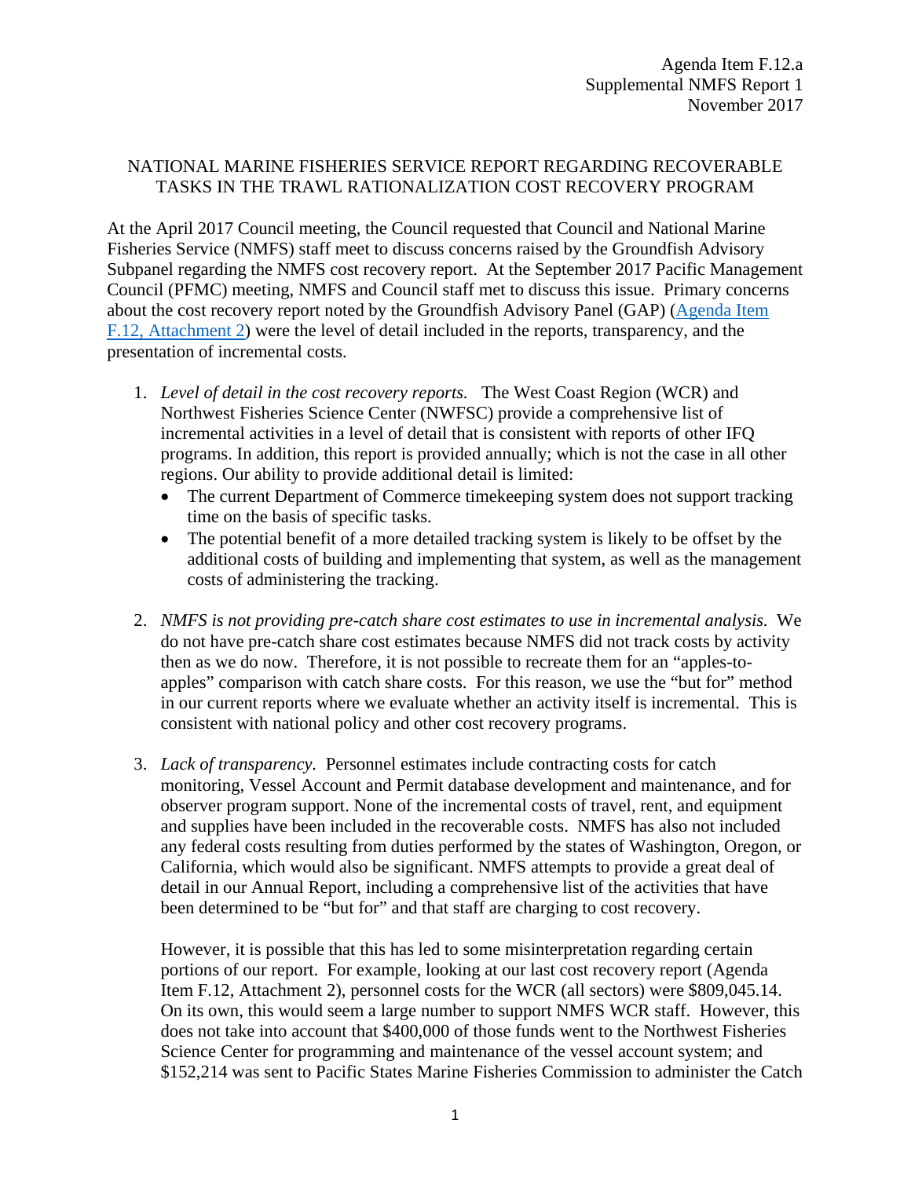Agenda Item F.12.a
Supplemental NMFS Report 1
November 2017

## NATIONAL MARINE FISHERIES SERVICE REPORT REGARDING RECOVERABLE TASKS IN THE TRAWL RATIONALIZATION COST RECOVERY PROGRAM

At the April 2017 Council meeting, the Council requested that Council and National Marine Fisheries Service (NMFS) staff meet to discuss concerns raised by the Groundfish Advisory Subpanel regarding the NMFS cost recovery report. At the September 2017 Pacific Management Council (PFMC) meeting, NMFS and Council staff met to discuss this issue. Primary concerns about the cost recovery report noted by the Groundfish Advisory Panel (GAP) ([Agenda Item F.12, Attachment 2]()) were the level of detail included in the reports, transparency, and the presentation of incremental costs.

1. *Level of detail in the cost recovery reports.* The West Coast Region (WCR) and Northwest Fisheries Science Center (NWFSC) provide a comprehensive list of incremental activities in a level of detail that is consistent with reports of other IFQ programs. In addition, this report is provided annually; which is not the case in all other regions. Our ability to provide additional detail is limited:
   - The current Department of Commerce timekeeping system does not support tracking time on the basis of specific tasks.
   - The potential benefit of a more detailed tracking system is likely to be offset by the additional costs of building and implementing that system, as well as the management costs of administering the tracking.

2. *NMFS is not providing pre-catch share cost estimates to use in incremental analysis.* We do not have pre-catch share cost estimates because NMFS did not track costs by activity then as we do now. Therefore, it is not possible to recreate them for an "apples-to-apples" comparison with catch share costs. For this reason, we use the "but for" method in our current reports where we evaluate whether an activity itself is incremental. This is consistent with national policy and other cost recovery programs.

3. *Lack of transparency.* Personnel estimates include contracting costs for catch monitoring, Vessel Account and Permit database development and maintenance, and for observer program support. None of the incremental costs of travel, rent, and equipment and supplies have been included in the recoverable costs. NMFS has also not included any federal costs resulting from duties performed by the states of Washington, Oregon, or California, which would also be significant. NMFS attempts to provide a great deal of detail in our Annual Report, including a comprehensive list of the activities that have been determined to be "but for" and that staff are charging to cost recovery.

   However, it is possible that this has led to some misinterpretation regarding certain portions of our report. For example, looking at our last cost recovery report (Agenda Item F.12, Attachment 2), personnel costs for the WCR (all sectors) were $809,045.14. On its own, this would seem a large number to support NMFS WCR staff. However, this does not take into account that $400,000 of those funds went to the Northwest Fisheries Science Center for programming and maintenance of the vessel account system; and $152,214 was sent to Pacific States Marine Fisheries Commission to administer the Catch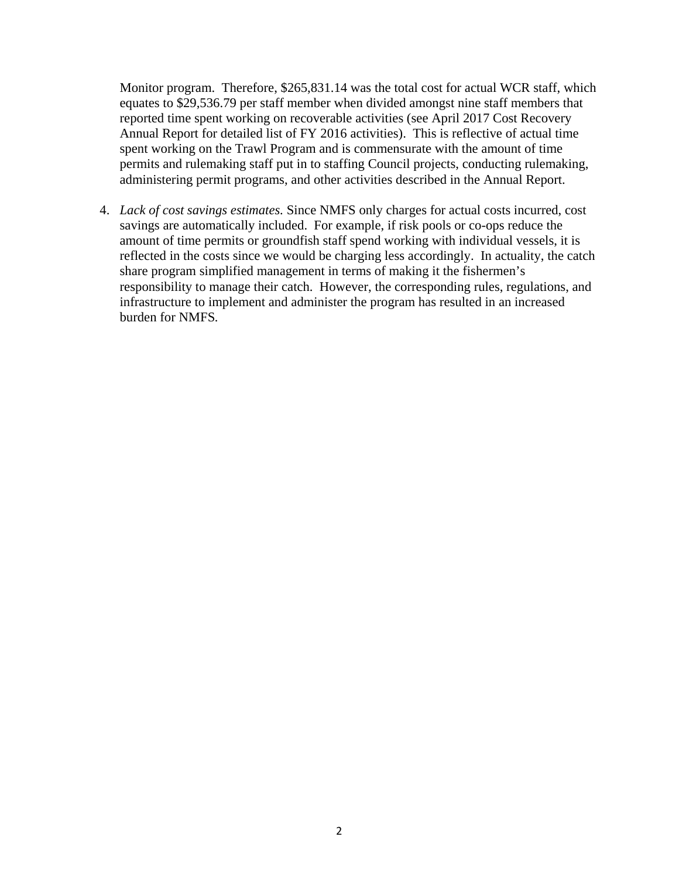Monitor program. Therefore, $265,831.14 was the total cost for actual WCR staff, which equates to $29,536.79 per staff member when divided amongst nine staff members that reported time spent working on recoverable activities (see April 2017 Cost Recovery Annual Report for detailed list of FY 2016 activities). This is reflective of actual time spent working on the Trawl Program and is commensurate with the amount of time permits and rulemaking staff put in to staffing Council projects, conducting rulemaking, administering permit programs, and other activities described in the Annual Report.

4. *Lack of cost savings estimates.* Since NMFS only charges for actual costs incurred, cost savings are automatically included. For example, if risk pools or co-ops reduce the amount of time permits or groundfish staff spend working with individual vessels, it is reflected in the costs since we would be charging less accordingly. In actuality, the catch share program simplified management in terms of making it the fishermen's responsibility to manage their catch. However, the corresponding rules, regulations, and infrastructure to implement and administer the program has resulted in an increased burden for NMFS.